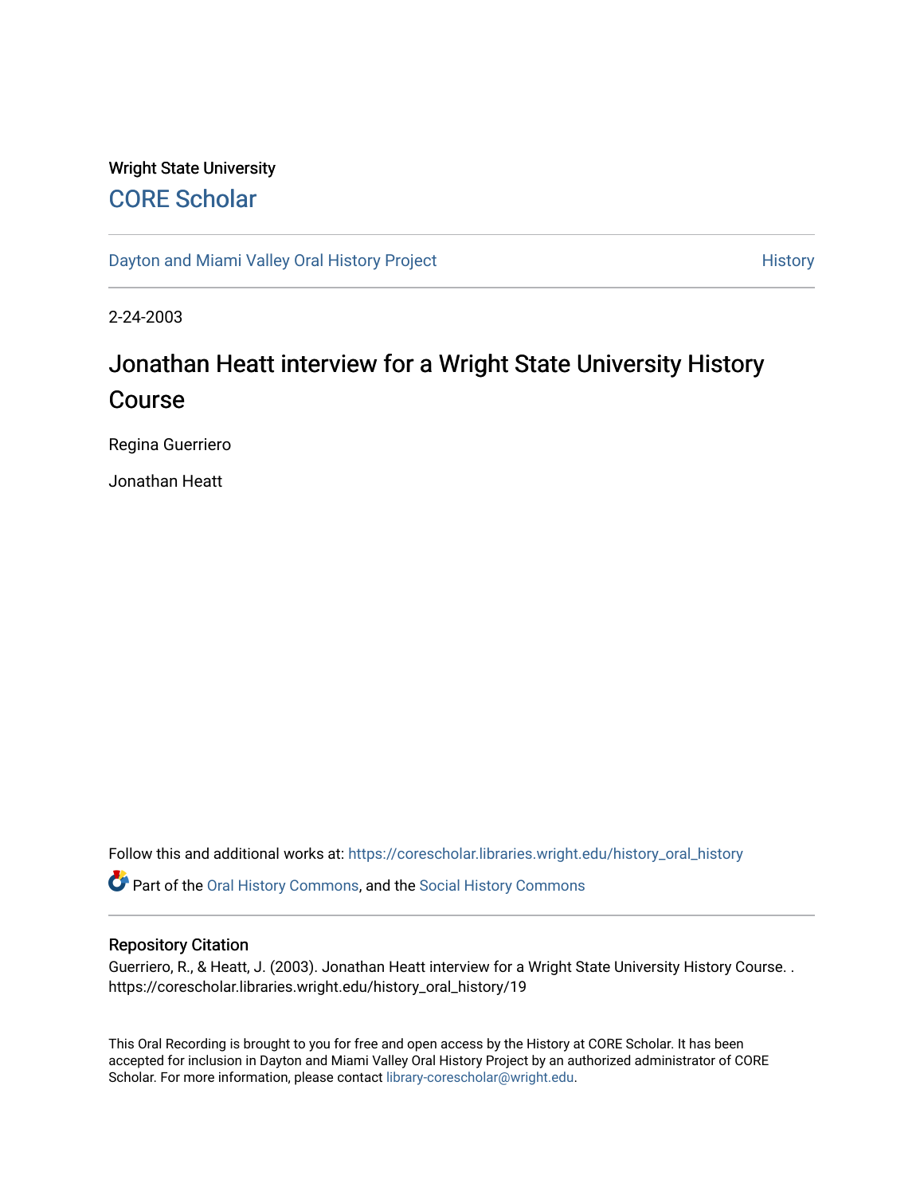Wright State University

CORE Scholar

Dayton and Miami Valley Oral History Project

History

2-24-2003

# Jonathan Heatt interview for a Wright State University History Course

Regina Guerriero

Jonathan Heatt

Follow this and additional works at: https://corescholar.libraries.wright.edu/history_oral_history

Part of the Oral History Commons, and the Social History Commons

## Repository Citation

Guerriero, R., & Heatt, J. (2003). Jonathan Heatt interview for a Wright State University History Course. . https://corescholar.libraries.wright.edu/history_oral_history/19

This Oral Recording is brought to you for free and open access by the History at CORE Scholar. It has been accepted for inclusion in Dayton and Miami Valley Oral History Project by an authorized administrator of CORE Scholar. For more information, please contact library-corescholar@wright.edu.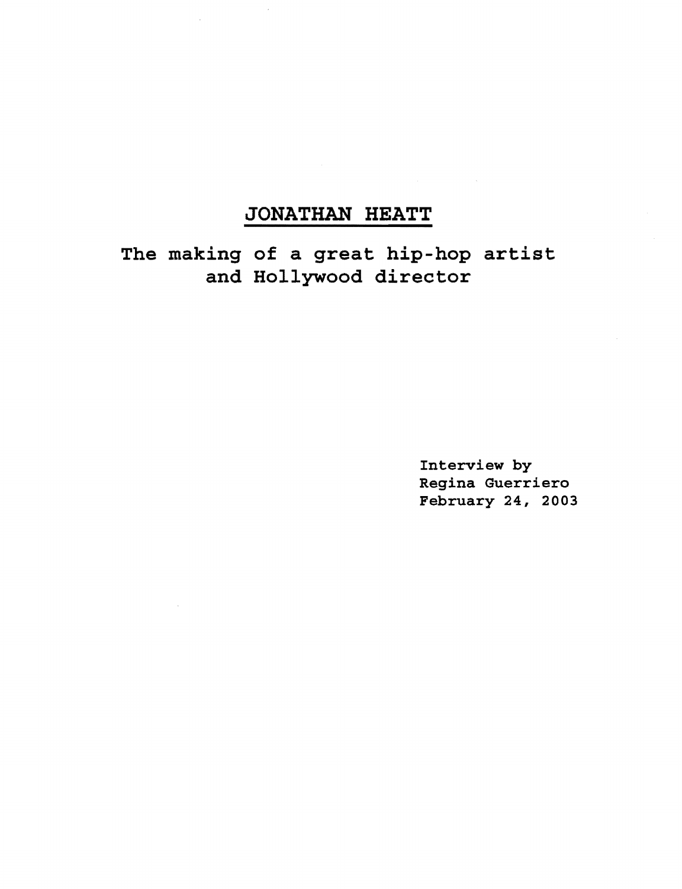# JONATHAN HEATT

## The making of a great hip-hop artist and Hollywood director

Interview by
Regina Guerriero
February 24, 2003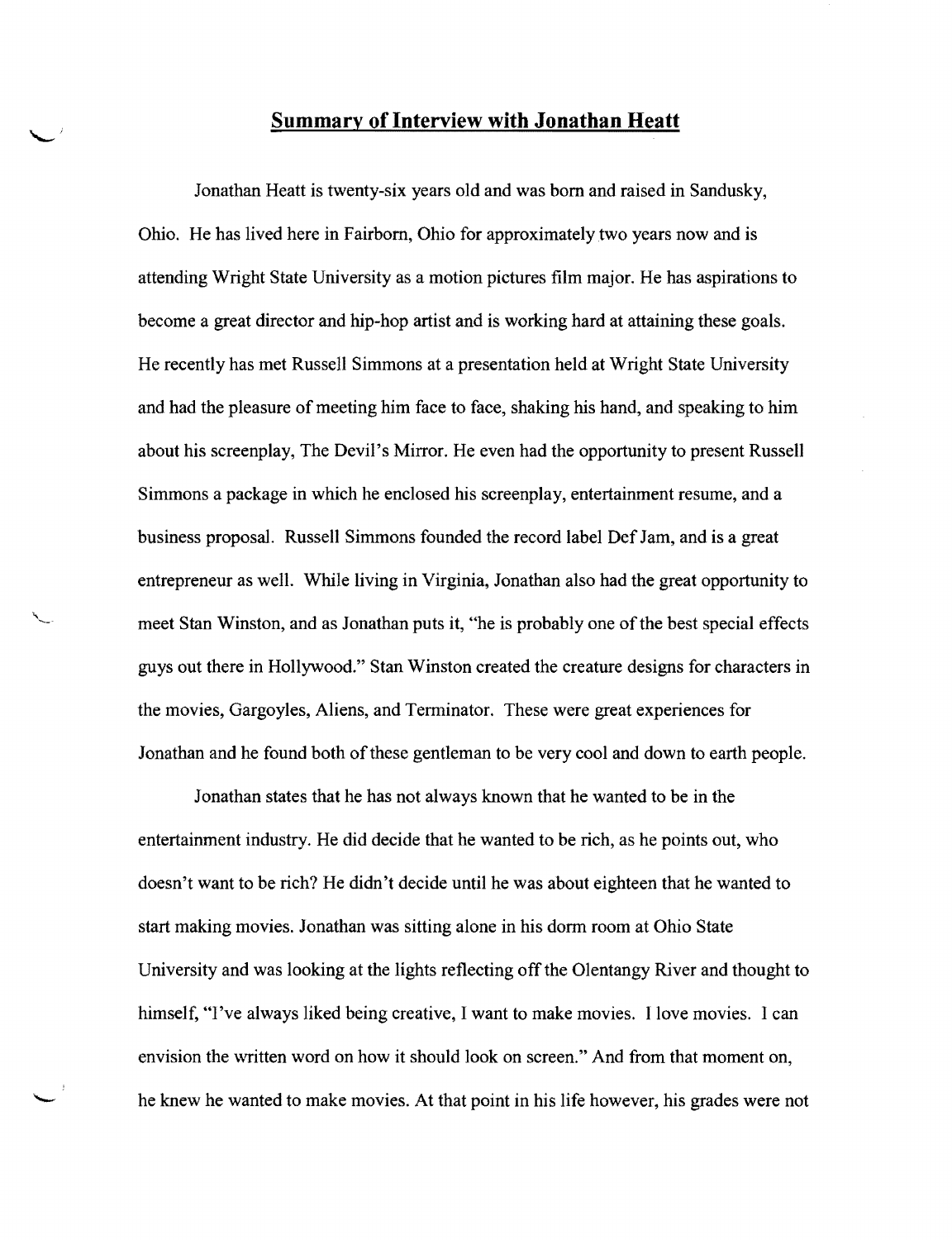## **Summary of Interview with Jonathan Heatt**

Jonathan Heatt is twenty-six years old and was born and raised in Sandusky, Ohio. He has lived here in Fairborn, Ohio for approximately two years now and is attending Wright State University as a motion pictures film major. He has aspirations to become a great director and hip-hop artist and is working hard at attaining these goals. He recently has met Russell Simmons at a presentation held at Wright State University and had the pleasure of meeting him face to face, shaking his hand, and speaking to him about his screenplay, The Devil's Mirror. He even had the opportunity to present Russell Simmons a package in which he enclosed his screenplay, entertainment resume, and a business proposal. Russell Simmons founded the record label Def Jam, and is a great entrepreneur as well. While living in Virginia, Jonathan also had the great opportunity to meet Stan Winston, and as Jonathan puts it, "he is probably one of the best special effects guys out there in Hollywood." Stan Winston created the creature designs for characters in the movies, Gargoyles, Aliens, and Terminator. These were great experiences for Jonathan and he found both of these gentleman to be very cool and down to earth people.

Jonathan states that he has not always known that he wanted to be in the entertainment industry. He did decide that he wanted to be rich, as he points out, who doesn't want to be rich? He didn't decide until he was about eighteen that he wanted to start making movies. Jonathan was sitting alone in his dorm room at Ohio State University and was looking at the lights reflecting off the Olentangy River and thought to himself, "I've always liked being creative, I want to make movies. I love movies. I can envision the written word on how it should look on screen." And from that moment on, he knew he wanted to make movies. At that point in his life however, his grades were not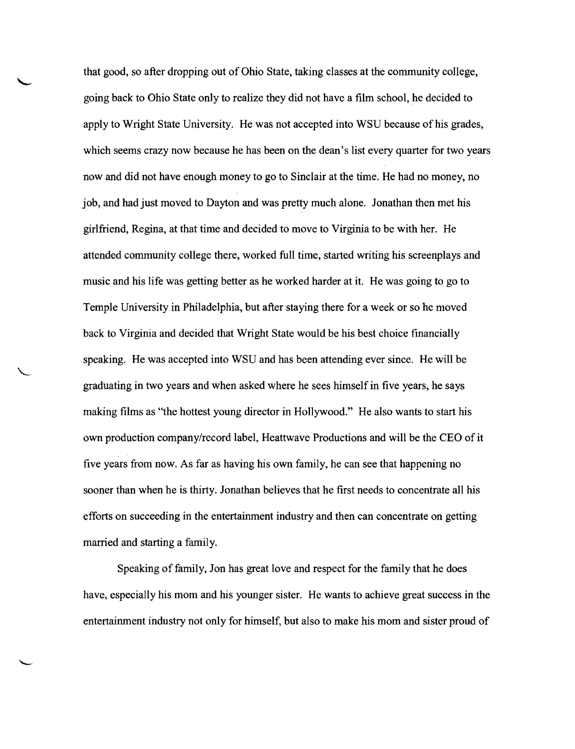that good, so after dropping out of Ohio State, taking classes at the community college, going back to Ohio State only to realize they did not have a film school, he decided to apply to Wright State University. He was not accepted into WSU because of his grades, which seems crazy now because he has been on the dean's list every quarter for two years now and did not have enough money to go to Sinclair at the time. He had no money, no job, and had just moved to Dayton and was pretty much alone. Jonathan then met his girlfriend, Regina, at that time and decided to move to Virginia to be with her. He attended community college there, worked full time, started writing his screenplays and music and his life was getting better as he worked harder at it. He was going to go to Temple University in Philadelphia, but after staying there for a week or so he moved back to Virginia and decided that Wright State would be his best choice financially speaking. He was accepted into WSU and has been attending ever since. He will be graduating in two years and when asked where he sees himself in five years, he says making films as "the hottest young director in Hollywood." He also wants to start his own production company/record label, Heattwave Productions and will be the CEO of it five years from now. As far as having his own family, he can see that happening no sooner than when he is thirty. Jonathan believes that he first needs to concentrate all his efforts on succeeding in the entertainment industry and then can concentrate on getting married and starting a family.

Speaking of family, Jon has great love and respect for the family that he does have, especially his mom and his younger sister. He wants to achieve great success in the entertainment industry not only for himself, but also to make his mom and sister proud of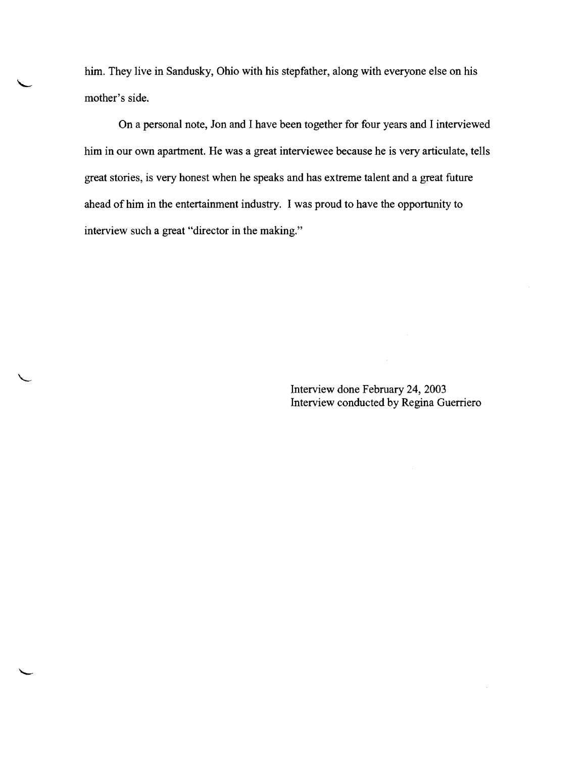him. They live in Sandusky, Ohio with his stepfather, along with everyone else on his mother's side.

On a personal note, Jon and I have been together for four years and I interviewed him in our own apartment. He was a great interviewee because he is very articulate, tells great stories, is very honest when he speaks and has extreme talent and a great future ahead of him in the entertainment industry. I was proud to have the opportunity to interview such a great "director in the making."

Interview done February 24, 2003
Interview conducted by Regina Guerriero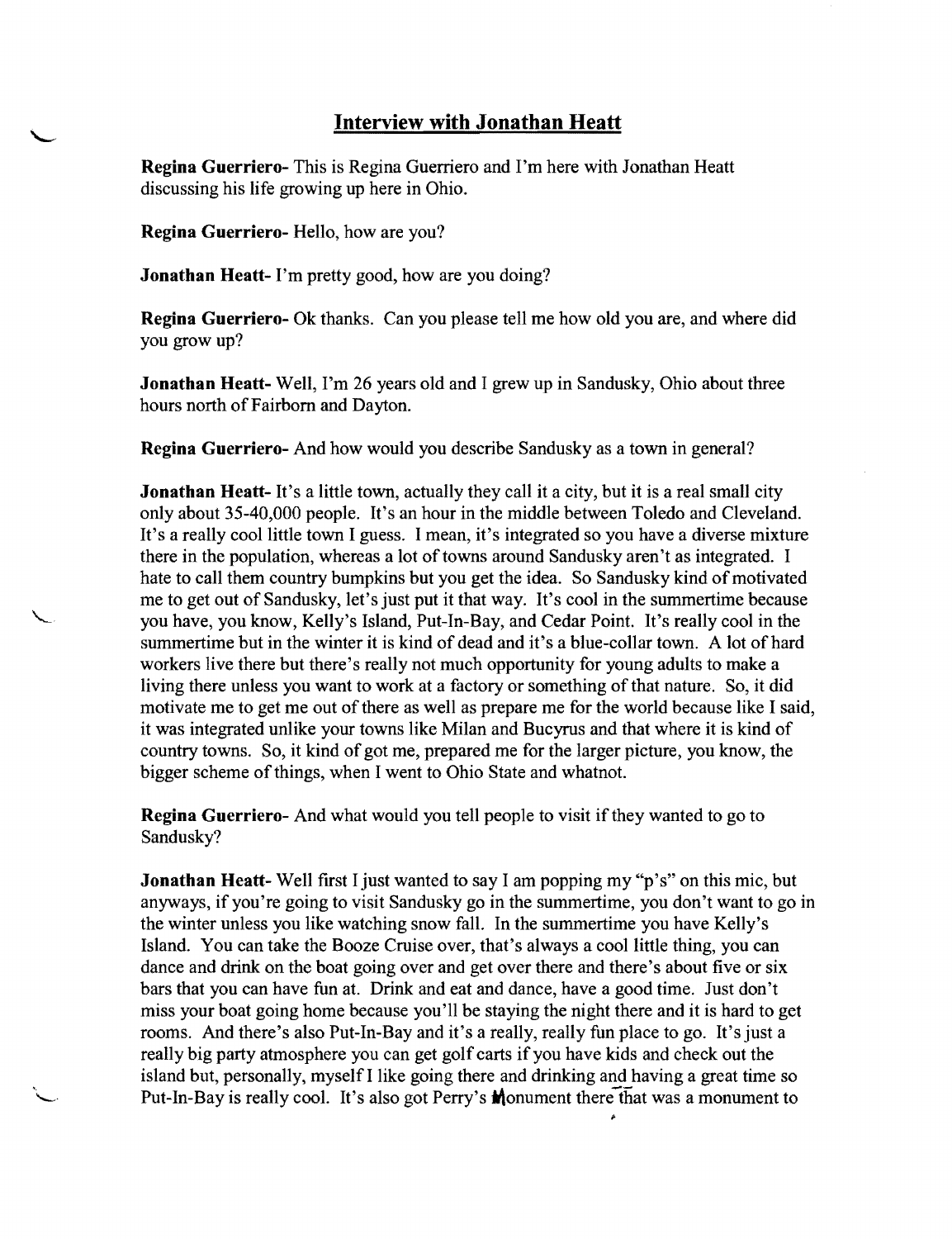## Interview with Jonathan Heatt

**Regina Guerriero-** This is Regina Guerriero and I'm here with Jonathan Heatt discussing his life growing up here in Ohio.

**Regina Guerriero-** Hello, how are you?

**Jonathan Heatt-** I'm pretty good, how are you doing?

**Regina Guerriero-** Ok thanks. Can you please tell me how old you are, and where did you grow up?

**Jonathan Heatt-** Well, I'm 26 years old and I grew up in Sandusky, Ohio about three hours north of Fairborn and Dayton.

**Regina Guerriero-** And how would you describe Sandusky as a town in general?

**Jonathan Heatt-** It's a little town, actually they call it a city, but it is a real small city only about 35-40,000 people. It's an hour in the middle between Toledo and Cleveland. It's a really cool little town I guess. I mean, it's integrated so you have a diverse mixture there in the population, whereas a lot of towns around Sandusky aren't as integrated. I hate to call them country bumpkins but you get the idea. So Sandusky kind of motivated me to get out of Sandusky, let's just put it that way. It's cool in the summertime because you have, you know, Kelly's Island, Put-In-Bay, and Cedar Point. It's really cool in the summertime but in the winter it is kind of dead and it's a blue-collar town. A lot of hard workers live there but there's really not much opportunity for young adults to make a living there unless you want to work at a factory or something of that nature. So, it did motivate me to get me out of there as well as prepare me for the world because like I said, it was integrated unlike your towns like Milan and Bucyrus and that where it is kind of country towns. So, it kind of got me, prepared me for the larger picture, you know, the bigger scheme of things, when I went to Ohio State and whatnot.

**Regina Guerriero-** And what would you tell people to visit if they wanted to go to Sandusky?

**Jonathan Heatt-** Well first I just wanted to say I am popping my "p's" on this mic, but anyways, if you're going to visit Sandusky go in the summertime, you don't want to go in the winter unless you like watching snow fall. In the summertime you have Kelly's Island. You can take the Booze Cruise over, that's always a cool little thing, you can dance and drink on the boat going over and get over there and there's about five or six bars that you can have fun at. Drink and eat and dance, have a good time. Just don't miss your boat going home because you'll be staying the night there and it is hard to get rooms. And there's also Put-In-Bay and it's a really, really fun place to go. It's just a really big party atmosphere you can get golf carts if you have kids and check out the island but, personally, myself I like going there and drinking and having a great time so Put-In-Bay is really cool. It's also got Perry's Monument there that was a monument to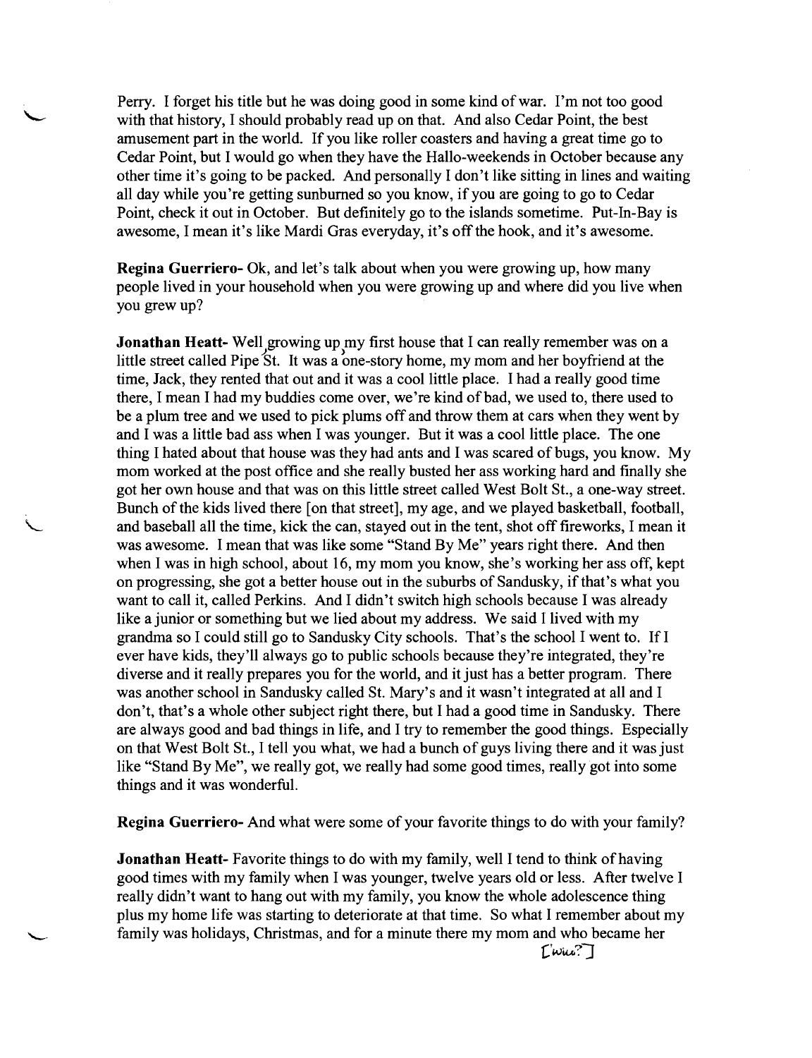Perry. I forget his title but he was doing good in some kind of war. I'm not too good with that history, I should probably read up on that. And also Cedar Point, the best amusement part in the world. If you like roller coasters and having a great time go to Cedar Point, but I would go when they have the Hallo-weekends in October because any other time it's going to be packed. And personally I don't like sitting in lines and waiting all day while you're getting sunburned so you know, if you are going to go to Cedar Point, check it out in October. But definitely go to the islands sometime. Put-In-Bay is awesome, I mean it's like Mardi Gras everyday, it's off the hook, and it's awesome.

**Regina Guerriero-** Ok, and let's talk about when you were growing up, how many people lived in your household when you were growing up and where did you live when you grew up?

**Jonathan Heatt-** Well, growing up, my first house that I can really remember was on a little street called Pipe St. It was a one-story home, my mom and her boyfriend at the time, Jack, they rented that out and it was a cool little place. I had a really good time there, I mean I had my buddies come over, we're kind of bad, we used to, there used to be a plum tree and we used to pick plums off and throw them at cars when they went by and I was a little bad ass when I was younger. But it was a cool little place. The one thing I hated about that house was they had ants and I was scared of bugs, you know. My mom worked at the post office and she really busted her ass working hard and finally she got her own house and that was on this little street called West Bolt St., a one-way street. Bunch of the kids lived there [on that street], my age, and we played basketball, football, and baseball all the time, kick the can, stayed out in the tent, shot off fireworks, I mean it was awesome. I mean that was like some "Stand By Me" years right there. And then when I was in high school, about 16, my mom you know, she's working her ass off, kept on progressing, she got a better house out in the suburbs of Sandusky, if that's what you want to call it, called Perkins. And I didn't switch high schools because I was already like a junior or something but we lied about my address. We said I lived with my grandma so I could still go to Sandusky City schools. That's the school I went to. If I ever have kids, they'll always go to public schools because they're integrated, they're diverse and it really prepares you for the world, and it just has a better program. There was another school in Sandusky called St. Mary's and it wasn't integrated at all and I don't, that's a whole other subject right there, but I had a good time in Sandusky. There are always good and bad things in life, and I try to remember the good things. Especially on that West Bolt St., I tell you what, we had a bunch of guys living there and it was just like "Stand By Me", we really got, we really had some good times, really got into some things and it was wonderful.

**Regina Guerriero-** And what were some of your favorite things to do with your family?

**Jonathan Heatt-** Favorite things to do with my family, well I tend to think of having good times with my family when I was younger, twelve years old or less. After twelve I really didn't want to hang out with my family, you know the whole adolescence thing plus my home life was starting to deteriorate at that time. So what I remember about my family was holidays, Christmas, and for a minute there my mom and who became her

['wife?']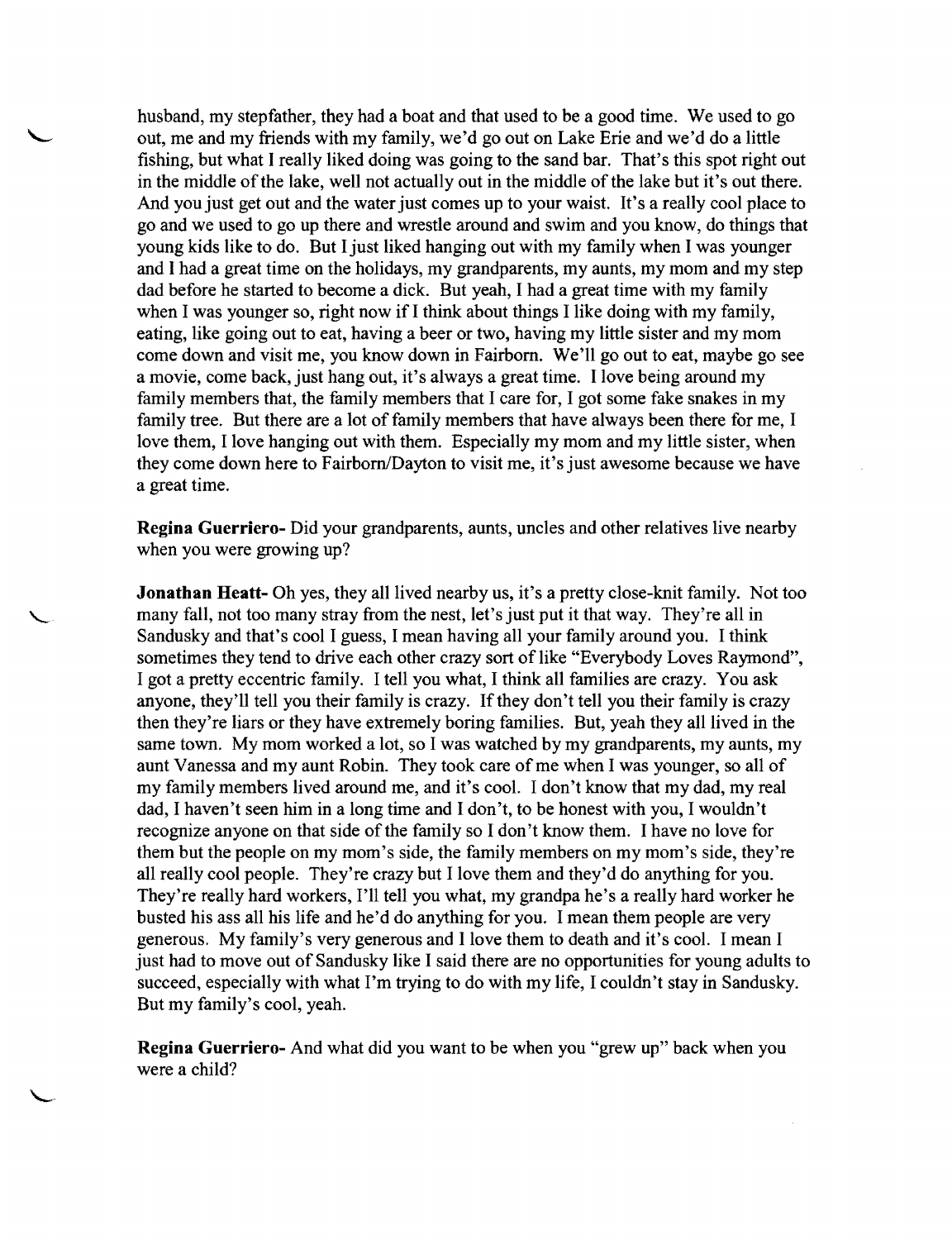husband, my stepfather, they had a boat and that used to be a good time. We used to go out, me and my friends with my family, we'd go out on Lake Erie and we'd do a little fishing, but what I really liked doing was going to the sand bar. That's this spot right out in the middle of the lake, well not actually out in the middle of the lake but it's out there. And you just get out and the water just comes up to your waist. It's a really cool place to go and we used to go up there and wrestle around and swim and you know, do things that young kids like to do. But I just liked hanging out with my family when I was younger and I had a great time on the holidays, my grandparents, my aunts, my mom and my step dad before he started to become a dick. But yeah, I had a great time with my family when I was younger so, right now if I think about things I like doing with my family, eating, like going out to eat, having a beer or two, having my little sister and my mom come down and visit me, you know down in Fairborn. We'll go out to eat, maybe go see a movie, come back, just hang out, it's always a great time. I love being around my family members that, the family members that I care for, I got some fake snakes in my family tree. But there are a lot of family members that have always been there for me, I love them, I love hanging out with them. Especially my mom and my little sister, when they come down here to Fairborn/Dayton to visit me, it's just awesome because we have a great time.

**Regina Guerriero-** Did your grandparents, aunts, uncles and other relatives live nearby when you were growing up?

**Jonathan Heatt-** Oh yes, they all lived nearby us, it's a pretty close-knit family. Not too many fall, not too many stray from the nest, let's just put it that way. They're all in Sandusky and that's cool I guess, I mean having all your family around you. I think sometimes they tend to drive each other crazy sort of like "Everybody Loves Raymond", I got a pretty eccentric family. I tell you what, I think all families are crazy. You ask anyone, they'll tell you their family is crazy. If they don't tell you their family is crazy then they're liars or they have extremely boring families. But, yeah they all lived in the same town. My mom worked a lot, so I was watched by my grandparents, my aunts, my aunt Vanessa and my aunt Robin. They took care of me when I was younger, so all of my family members lived around me, and it's cool. I don't know that my dad, my real dad, I haven't seen him in a long time and I don't, to be honest with you, I wouldn't recognize anyone on that side of the family so I don't know them. I have no love for them but the people on my mom's side, the family members on my mom's side, they're all really cool people. They're crazy but I love them and they'd do anything for you. They're really hard workers, I'll tell you what, my grandpa he's a really hard worker he busted his ass all his life and he'd do anything for you. I mean them people are very generous. My family's very generous and I love them to death and it's cool. I mean I just had to move out of Sandusky like I said there are no opportunities for young adults to succeed, especially with what I'm trying to do with my life, I couldn't stay in Sandusky. But my family's cool, yeah.

**Regina Guerriero-** And what did you want to be when you "grew up" back when you were a child?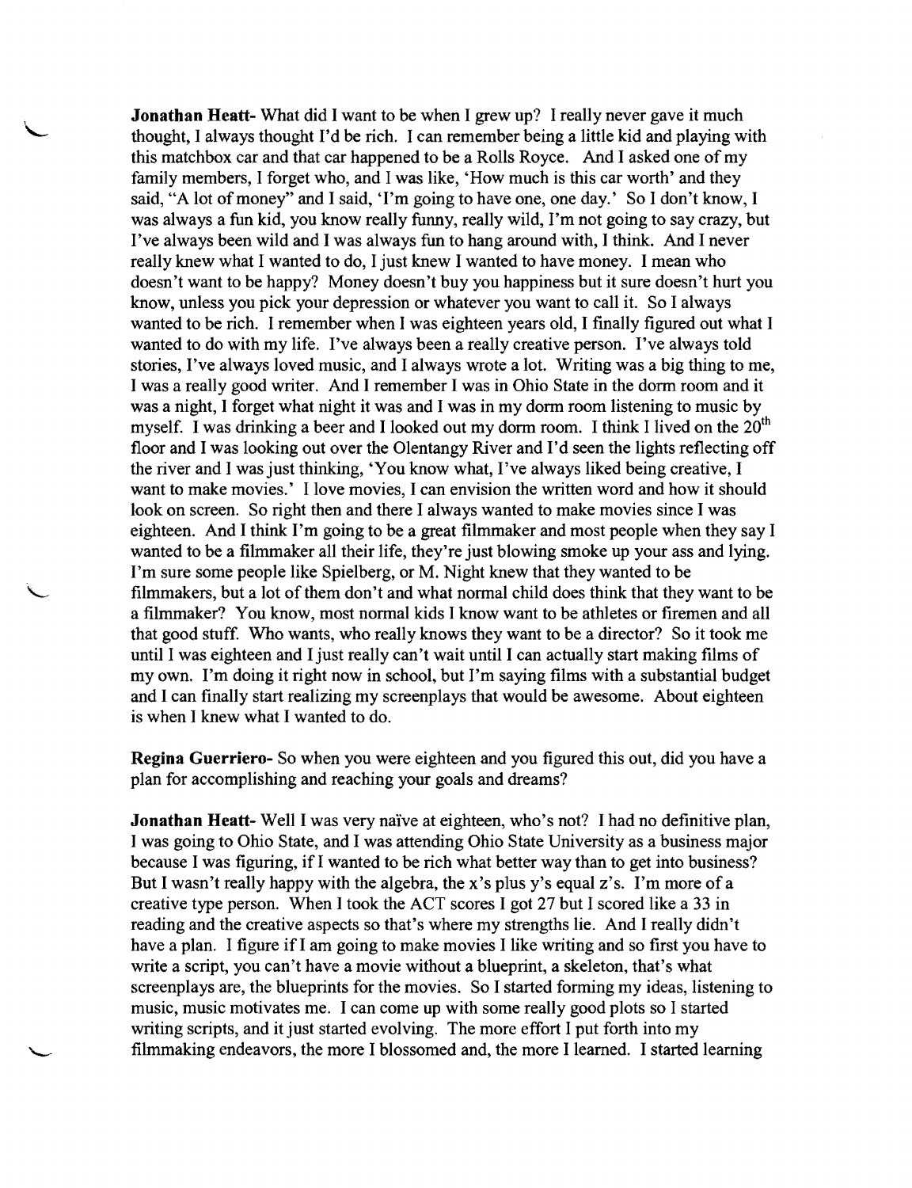**Jonathan Heatt-** What did I want to be when I grew up? I really never gave it much thought, I always thought I'd be rich. I can remember being a little kid and playing with this matchbox car and that car happened to be a Rolls Royce. And I asked one of my family members, I forget who, and I was like, 'How much is this car worth' and they said, "A lot of money" and I said, 'I'm going to have one, one day.' So I don't know, I was always a fun kid, you know really funny, really wild, I'm not going to say crazy, but I've always been wild and I was always fun to hang around with, I think. And I never really knew what I wanted to do, I just knew I wanted to have money. I mean who doesn't want to be happy? Money doesn't buy you happiness but it sure doesn't hurt you know, unless you pick your depression or whatever you want to call it. So I always wanted to be rich. I remember when I was eighteen years old, I finally figured out what I wanted to do with my life. I've always been a really creative person. I've always told stories, I've always loved music, and I always wrote a lot. Writing was a big thing to me, I was a really good writer. And I remember I was in Ohio State in the dorm room and it was a night, I forget what night it was and I was in my dorm room listening to music by myself. I was drinking a beer and I looked out my dorm room. I think I lived on the 20th floor and I was looking out over the Olentangy River and I'd seen the lights reflecting off the river and I was just thinking, 'You know what, I've always liked being creative, I want to make movies.' I love movies, I can envision the written word and how it should look on screen. So right then and there I always wanted to make movies since I was eighteen. And I think I'm going to be a great filmmaker and most people when they say I wanted to be a filmmaker all their life, they're just blowing smoke up your ass and lying. I'm sure some people like Spielberg, or M. Night knew that they wanted to be filmmakers, but a lot of them don't and what normal child does think that they want to be a filmmaker? You know, most normal kids I know want to be athletes or firemen and all that good stuff. Who wants, who really knows they want to be a director? So it took me until I was eighteen and I just really can't wait until I can actually start making films of my own. I'm doing it right now in school, but I'm saying films with a substantial budget and I can finally start realizing my screenplays that would be awesome. About eighteen is when I knew what I wanted to do.

**Regina Guerriero-** So when you were eighteen and you figured this out, did you have a plan for accomplishing and reaching your goals and dreams?

**Jonathan Heatt-** Well I was very naïve at eighteen, who's not? I had no definitive plan, I was going to Ohio State, and I was attending Ohio State University as a business major because I was figuring, if I wanted to be rich what better way than to get into business? But I wasn't really happy with the algebra, the x's plus y's equal z's. I'm more of a creative type person. When I took the ACT scores I got 27 but I scored like a 33 in reading and the creative aspects so that's where my strengths lie. And I really didn't have a plan. I figure if I am going to make movies I like writing and so first you have to write a script, you can't have a movie without a blueprint, a skeleton, that's what screenplays are, the blueprints for the movies. So I started forming my ideas, listening to music, music motivates me. I can come up with some really good plots so I started writing scripts, and it just started evolving. The more effort I put forth into my filmmaking endeavors, the more I blossomed and, the more I learned. I started learning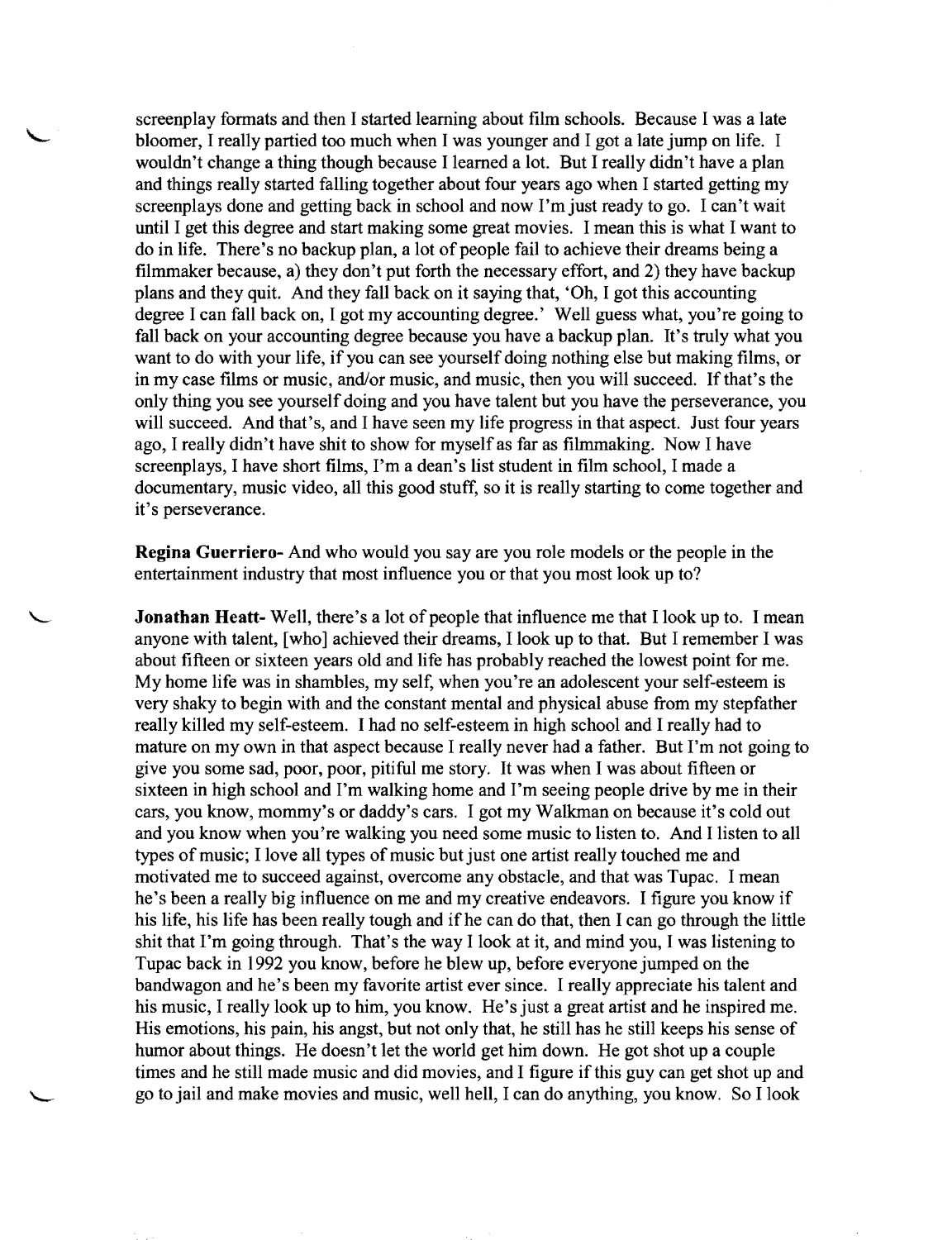screenplay formats and then I started learning about film schools. Because I was a late bloomer, I really partied too much when I was younger and I got a late jump on life. I wouldn't change a thing though because I learned a lot. But I really didn't have a plan and things really started falling together about four years ago when I started getting my screenplays done and getting back in school and now I'm just ready to go. I can't wait until I get this degree and start making some great movies. I mean this is what I want to do in life. There's no backup plan, a lot of people fail to achieve their dreams being a filmmaker because, a) they don't put forth the necessary effort, and 2) they have backup plans and they quit. And they fall back on it saying that, 'Oh, I got this accounting degree I can fall back on, I got my accounting degree.' Well guess what, you're going to fall back on your accounting degree because you have a backup plan. It's truly what you want to do with your life, if you can see yourself doing nothing else but making films, or in my case films or music, and/or music, and music, then you will succeed. If that's the only thing you see yourself doing and you have talent but you have the perseverance, you will succeed. And that's, and I have seen my life progress in that aspect. Just four years ago, I really didn't have shit to show for myself as far as filmmaking. Now I have screenplays, I have short films, I'm a dean's list student in film school, I made a documentary, music video, all this good stuff, so it is really starting to come together and it's perseverance.

**Regina Guerriero-** And who would you say are you role models or the people in the entertainment industry that most influence you or that you most look up to?

**Jonathan Heatt-** Well, there's a lot of people that influence me that I look up to. I mean anyone with talent, [who] achieved their dreams, I look up to that. But I remember I was about fifteen or sixteen years old and life has probably reached the lowest point for me. My home life was in shambles, my self, when you're an adolescent your self-esteem is very shaky to begin with and the constant mental and physical abuse from my stepfather really killed my self-esteem. I had no self-esteem in high school and I really had to mature on my own in that aspect because I really never had a father. But I'm not going to give you some sad, poor, poor, pitiful me story. It was when I was about fifteen or sixteen in high school and I'm walking home and I'm seeing people drive by me in their cars, you know, mommy's or daddy's cars. I got my Walkman on because it's cold out and you know when you're walking you need some music to listen to. And I listen to all types of music; I love all types of music but just one artist really touched me and motivated me to succeed against, overcome any obstacle, and that was Tupac. I mean he's been a really big influence on me and my creative endeavors. I figure you know if his life, his life has been really tough and if he can do that, then I can go through the little shit that I'm going through. That's the way I look at it, and mind you, I was listening to Tupac back in 1992 you know, before he blew up, before everyone jumped on the bandwagon and he's been my favorite artist ever since. I really appreciate his talent and his music, I really look up to him, you know. He's just a great artist and he inspired me. His emotions, his pain, his angst, but not only that, he still has he still keeps his sense of humor about things. He doesn't let the world get him down. He got shot up a couple times and he still made music and did movies, and I figure if this guy can get shot up and go to jail and make movies and music, well hell, I can do anything, you know. So I look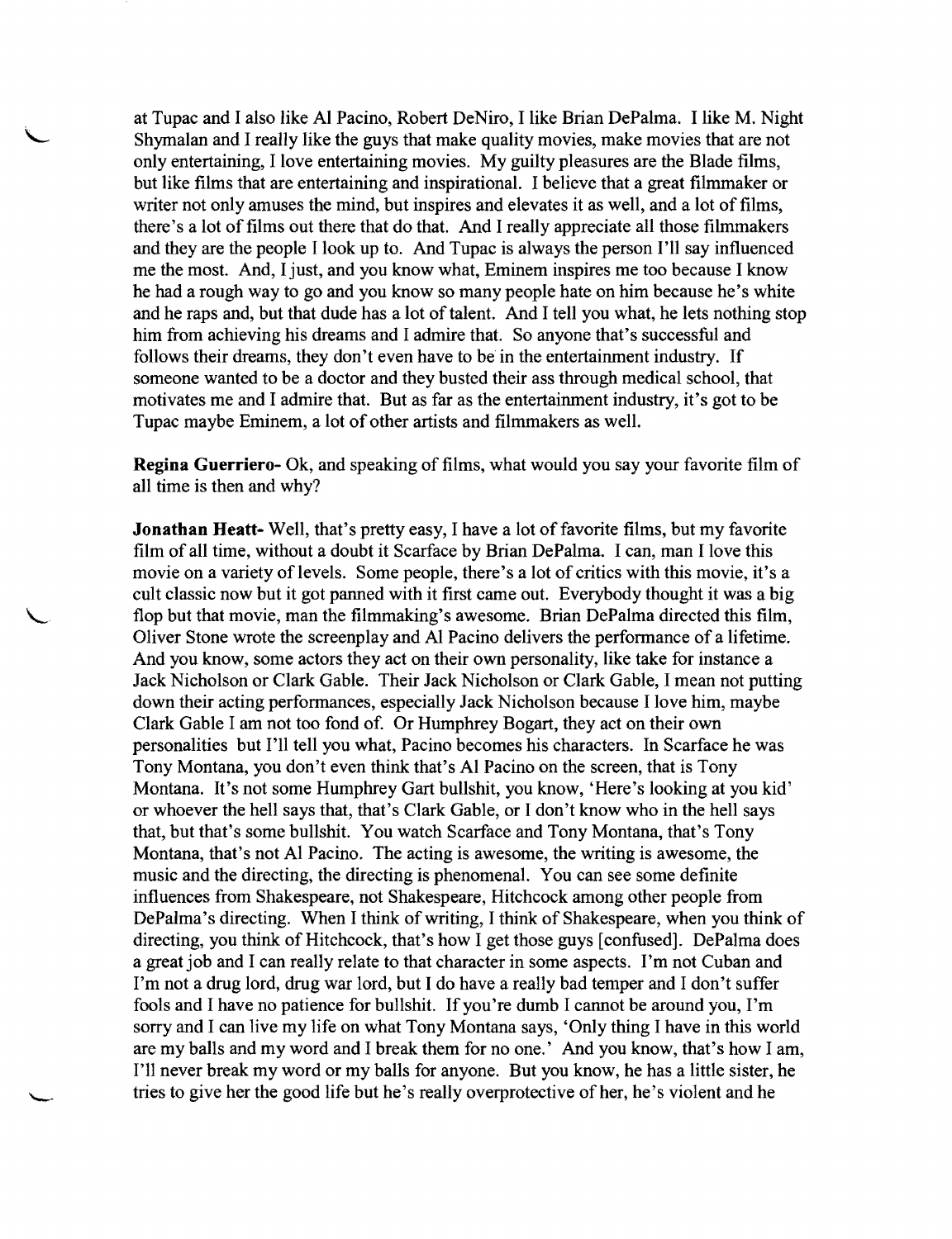at Tupac and I also like Al Pacino, Robert DeNiro, I like Brian DePalma. I like M. Night Shymalan and I really like the guys that make quality movies, make movies that are not only entertaining, I love entertaining movies. My guilty pleasures are the Blade films, but like films that are entertaining and inspirational. I believe that a great filmmaker or writer not only amuses the mind, but inspires and elevates it as well, and a lot of films, there's a lot of films out there that do that. And I really appreciate all those filmmakers and they are the people I look up to. And Tupac is always the person I'll say influenced me the most. And, I just, and you know what, Eminem inspires me too because I know he had a rough way to go and you know so many people hate on him because he's white and he raps and, but that dude has a lot of talent. And I tell you what, he lets nothing stop him from achieving his dreams and I admire that. So anyone that's successful and follows their dreams, they don't even have to be in the entertainment industry. If someone wanted to be a doctor and they busted their ass through medical school, that motivates me and I admire that. But as far as the entertainment industry, it's got to be Tupac maybe Eminem, a lot of other artists and filmmakers as well.

**Regina Guerriero-** Ok, and speaking of films, what would you say your favorite film of all time is then and why?

**Jonathan Heatt-** Well, that's pretty easy, I have a lot of favorite films, but my favorite film of all time, without a doubt it Scarface by Brian DePalma. I can, man I love this movie on a variety of levels. Some people, there's a lot of critics with this movie, it's a cult classic now but it got panned with it first came out. Everybody thought it was a big flop but that movie, man the filmmaking's awesome. Brian DePalma directed this film, Oliver Stone wrote the screenplay and Al Pacino delivers the performance of a lifetime. And you know, some actors they act on their own personality, like take for instance a Jack Nicholson or Clark Gable. Their Jack Nicholson or Clark Gable, I mean not putting down their acting performances, especially Jack Nicholson because I love him, maybe Clark Gable I am not too fond of. Or Humphrey Bogart, they act on their own personalities but I'll tell you what, Pacino becomes his characters. In Scarface he was Tony Montana, you don't even think that's Al Pacino on the screen, that is Tony Montana. It's not some Humphrey Gart bullshit, you know, 'Here's looking at you kid' or whoever the hell says that, that's Clark Gable, or I don't know who in the hell says that, but that's some bullshit. You watch Scarface and Tony Montana, that's Tony Montana, that's not Al Pacino. The acting is awesome, the writing is awesome, the music and the directing, the directing is phenomenal. You can see some definite influences from Shakespeare, not Shakespeare, Hitchcock among other people from DePalma's directing. When I think of writing, I think of Shakespeare, when you think of directing, you think of Hitchcock, that's how I get those guys [confused]. DePalma does a great job and I can really relate to that character in some aspects. I'm not Cuban and I'm not a drug lord, drug war lord, but I do have a really bad temper and I don't suffer fools and I have no patience for bullshit. If you're dumb I cannot be around you, I'm sorry and I can live my life on what Tony Montana says, 'Only thing I have in this world are my balls and my word and I break them for no one.' And you know, that's how I am, I'll never break my word or my balls for anyone. But you know, he has a little sister, he tries to give her the good life but he's really overprotective of her, he's violent and he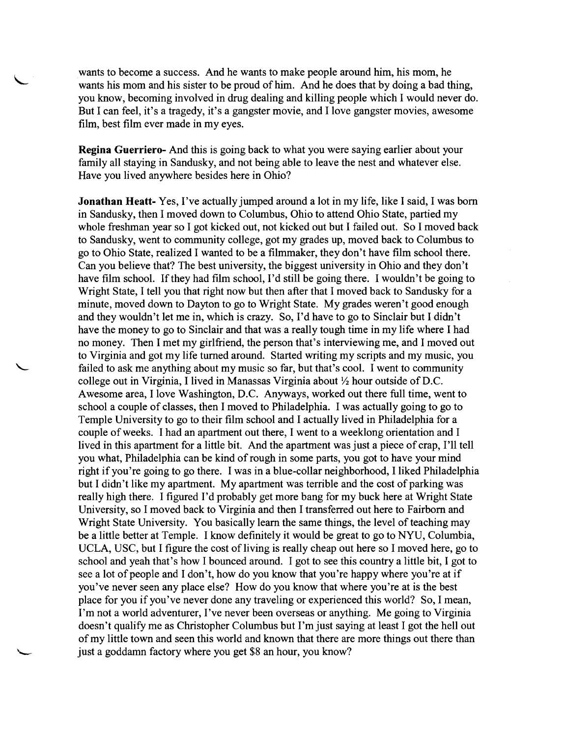wants to become a success. And he wants to make people around him, his mom, he wants his mom and his sister to be proud of him. And he does that by doing a bad thing, you know, becoming involved in drug dealing and killing people which I would never do. But I can feel, it's a tragedy, it's a gangster movie, and I love gangster movies, awesome film, best film ever made in my eyes.

**Regina Guerriero-** And this is going back to what you were saying earlier about your family all staying in Sandusky, and not being able to leave the nest and whatever else. Have you lived anywhere besides here in Ohio?

**Jonathan Heatt-** Yes, I've actually jumped around a lot in my life, like I said, I was born in Sandusky, then I moved down to Columbus, Ohio to attend Ohio State, partied my whole freshman year so I got kicked out, not kicked out but I failed out. So I moved back to Sandusky, went to community college, got my grades up, moved back to Columbus to go to Ohio State, realized I wanted to be a filmmaker, they don't have film school there. Can you believe that? The best university, the biggest university in Ohio and they don't have film school. If they had film school, I'd still be going there. I wouldn't be going to Wright State, I tell you that right now but then after that I moved back to Sandusky for a minute, moved down to Dayton to go to Wright State. My grades weren't good enough and they wouldn't let me in, which is crazy. So, I'd have to go to Sinclair but I didn't have the money to go to Sinclair and that was a really tough time in my life where I had no money. Then I met my girlfriend, the person that's interviewing me, and I moved out to Virginia and got my life turned around. Started writing my scripts and my music, you failed to ask me anything about my music so far, but that's cool. I went to community college out in Virginia, I lived in Manassas Virginia about ½ hour outside of D.C. Awesome area, I love Washington, D.C. Anyways, worked out there full time, went to school a couple of classes, then I moved to Philadelphia. I was actually going to go to Temple University to go to their film school and I actually lived in Philadelphia for a couple of weeks. I had an apartment out there, I went to a weeklong orientation and I lived in this apartment for a little bit. And the apartment was just a piece of crap, I'll tell you what, Philadelphia can be kind of rough in some parts, you got to have your mind right if you're going to go there. I was in a blue-collar neighborhood, I liked Philadelphia but I didn't like my apartment. My apartment was terrible and the cost of parking was really high there. I figured I'd probably get more bang for my buck here at Wright State University, so I moved back to Virginia and then I transferred out here to Fairborn and Wright State University. You basically learn the same things, the level of teaching may be a little better at Temple. I know definitely it would be great to go to NYU, Columbia, UCLA, USC, but I figure the cost of living is really cheap out here so I moved here, go to school and yeah that's how I bounced around. I got to see this country a little bit, I got to see a lot of people and I don't, how do you know that you're happy where you're at if you've never seen any place else? How do you know that where you're at is the best place for you if you've never done any traveling or experienced this world? So, I mean, I'm not a world adventurer, I've never been overseas or anything. Me going to Virginia doesn't qualify me as Christopher Columbus but I'm just saying at least I got the hell out of my little town and seen this world and known that there are more things out there than just a goddamn factory where you get $8 an hour, you know?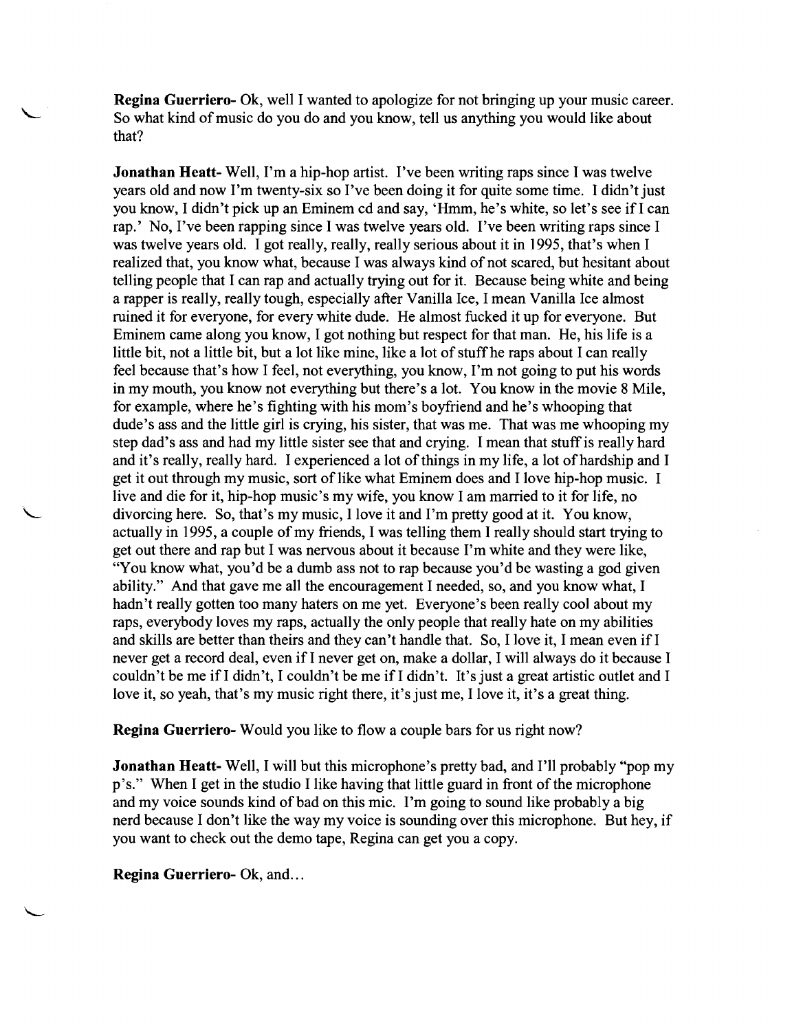**Regina Guerriero-** Ok, well I wanted to apologize for not bringing up your music career. So what kind of music do you do and you know, tell us anything you would like about that?

**Jonathan Heatt-** Well, I'm a hip-hop artist. I've been writing raps since I was twelve years old and now I'm twenty-six so I've been doing it for quite some time. I didn't just you know, I didn't pick up an Eminem cd and say, 'Hmm, he's white, so let's see if I can rap.' No, I've been rapping since I was twelve years old. I've been writing raps since I was twelve years old. I got really, really, really serious about it in 1995, that's when I realized that, you know what, because I was always kind of not scared, but hesitant about telling people that I can rap and actually trying out for it. Because being white and being a rapper is really, really tough, especially after Vanilla Ice, I mean Vanilla Ice almost ruined it for everyone, for every white dude. He almost fucked it up for everyone. But Eminem came along you know, I got nothing but respect for that man. He, his life is a little bit, not a little bit, but a lot like mine, like a lot of stuff he raps about I can really feel because that's how I feel, not everything, you know, I'm not going to put his words in my mouth, you know not everything but there's a lot. You know in the movie 8 Mile, for example, where he's fighting with his mom's boyfriend and he's whooping that dude's ass and the little girl is crying, his sister, that was me. That was me whooping my step dad's ass and had my little sister see that and crying. I mean that stuff is really hard and it's really, really hard. I experienced a lot of things in my life, a lot of hardship and I get it out through my music, sort of like what Eminem does and I love hip-hop music. I live and die for it, hip-hop music's my wife, you know I am married to it for life, no divorcing here. So, that's my music, I love it and I'm pretty good at it. You know, actually in 1995, a couple of my friends, I was telling them I really should start trying to get out there and rap but I was nervous about it because I'm white and they were like, "You know what, you'd be a dumb ass not to rap because you'd be wasting a god given ability." And that gave me all the encouragement I needed, so, and you know what, I hadn't really gotten too many haters on me yet. Everyone's been really cool about my raps, everybody loves my raps, actually the only people that really hate on my abilities and skills are better than theirs and they can't handle that. So, I love it, I mean even if I never get a record deal, even if I never get on, make a dollar, I will always do it because I couldn't be me if I didn't, I couldn't be me if I didn't. It's just a great artistic outlet and I love it, so yeah, that's my music right there, it's just me, I love it, it's a great thing.

**Regina Guerriero-** Would you like to flow a couple bars for us right now?

**Jonathan Heatt-** Well, I will but this microphone's pretty bad, and I'll probably "pop my p's." When I get in the studio I like having that little guard in front of the microphone and my voice sounds kind of bad on this mic. I'm going to sound like probably a big nerd because I don't like the way my voice is sounding over this microphone. But hey, if you want to check out the demo tape, Regina can get you a copy.

**Regina Guerriero-** Ok, and...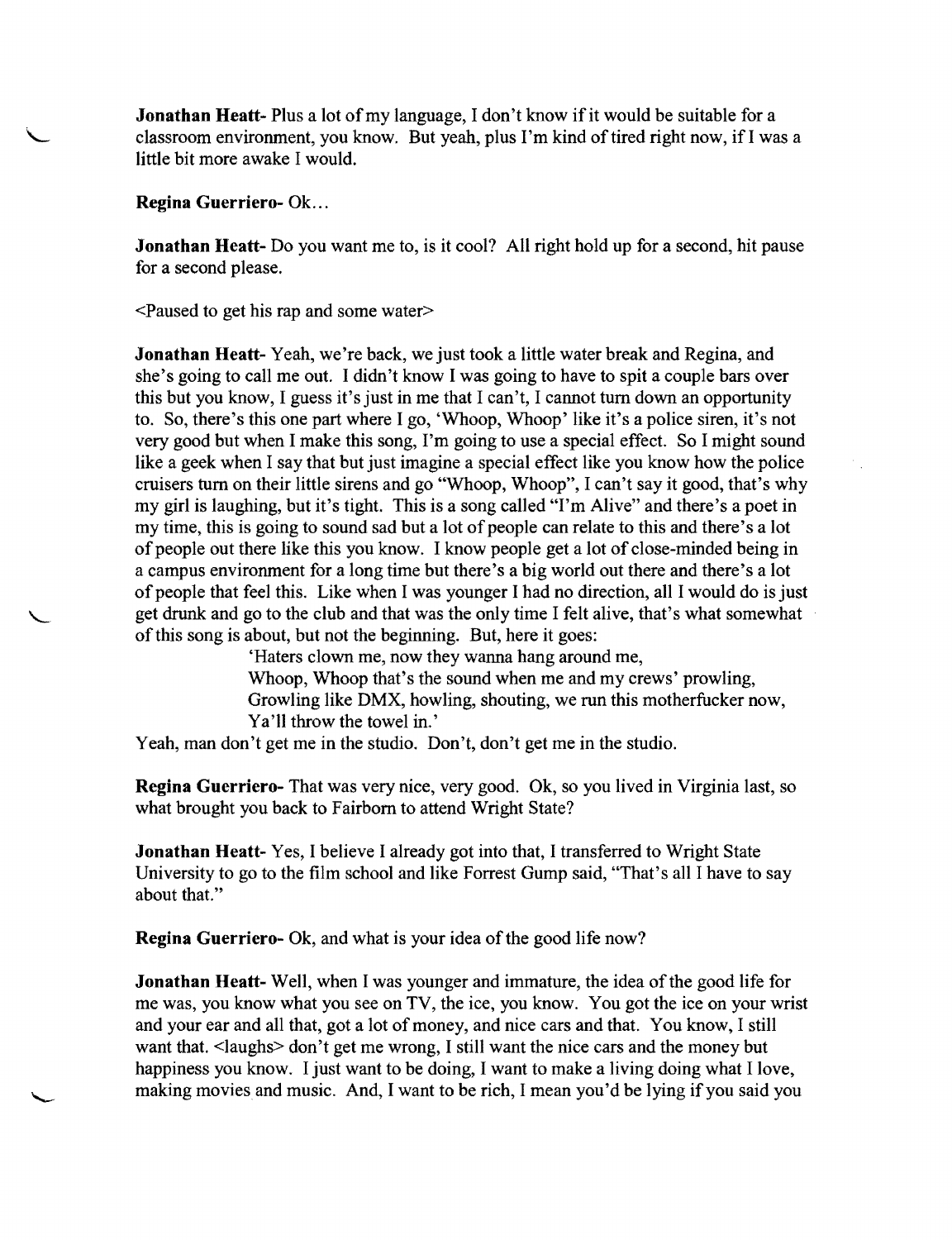**Jonathan Heatt-** Plus a lot of my language, I don't know if it would be suitable for a classroom environment, you know. But yeah, plus I'm kind of tired right now, if I was a little bit more awake I would.

**Regina Guerriero-** Ok...

**Jonathan Heatt-** Do you want me to, is it cool? All right hold up for a second, hit pause for a second please.

<Paused to get his rap and some water>

**Jonathan Heatt-** Yeah, we're back, we just took a little water break and Regina, and she's going to call me out. I didn't know I was going to have to spit a couple bars over this but you know, I guess it's just in me that I can't, I cannot turn down an opportunity to. So, there's this one part where I go, 'Whoop, Whoop' like it's a police siren, it's not very good but when I make this song, I'm going to use a special effect. So I might sound like a geek when I say that but just imagine a special effect like you know how the police cruisers turn on their little sirens and go "Whoop, Whoop", I can't say it good, that's why my girl is laughing, but it's tight. This is a song called "I'm Alive" and there's a poet in my time, this is going to sound sad but a lot of people can relate to this and there's a lot of people out there like this you know. I know people get a lot of close-minded being in a campus environment for a long time but there's a big world out there and there's a lot of people that feel this. Like when I was younger I had no direction, all I would do is just get drunk and go to the club and that was the only time I felt alive, that's what somewhat of this song is about, but not the beginning. But, here it goes:

> 'Haters clown me, now they wanna hang around me,
> Whoop, Whoop that's the sound when me and my crews' prowling,
> Growling like DMX, howling, shouting, we run this motherfucker now,
> Ya'll throw the towel in.'

Yeah, man don't get me in the studio. Don't, don't get me in the studio.

**Regina Guerriero-** That was very nice, very good. Ok, so you lived in Virginia last, so what brought you back to Fairborn to attend Wright State?

**Jonathan Heatt-** Yes, I believe I already got into that, I transferred to Wright State University to go to the film school and like Forrest Gump said, "That's all I have to say about that."

**Regina Guerriero-** Ok, and what is your idea of the good life now?

**Jonathan Heatt-** Well, when I was younger and immature, the idea of the good life for me was, you know what you see on TV, the ice, you know. You got the ice on your wrist and your ear and all that, got a lot of money, and nice cars and that. You know, I still want that. <laughs> don't get me wrong, I still want the nice cars and the money but happiness you know. I just want to be doing, I want to make a living doing what I love, making movies and music. And, I want to be rich, I mean you'd be lying if you said you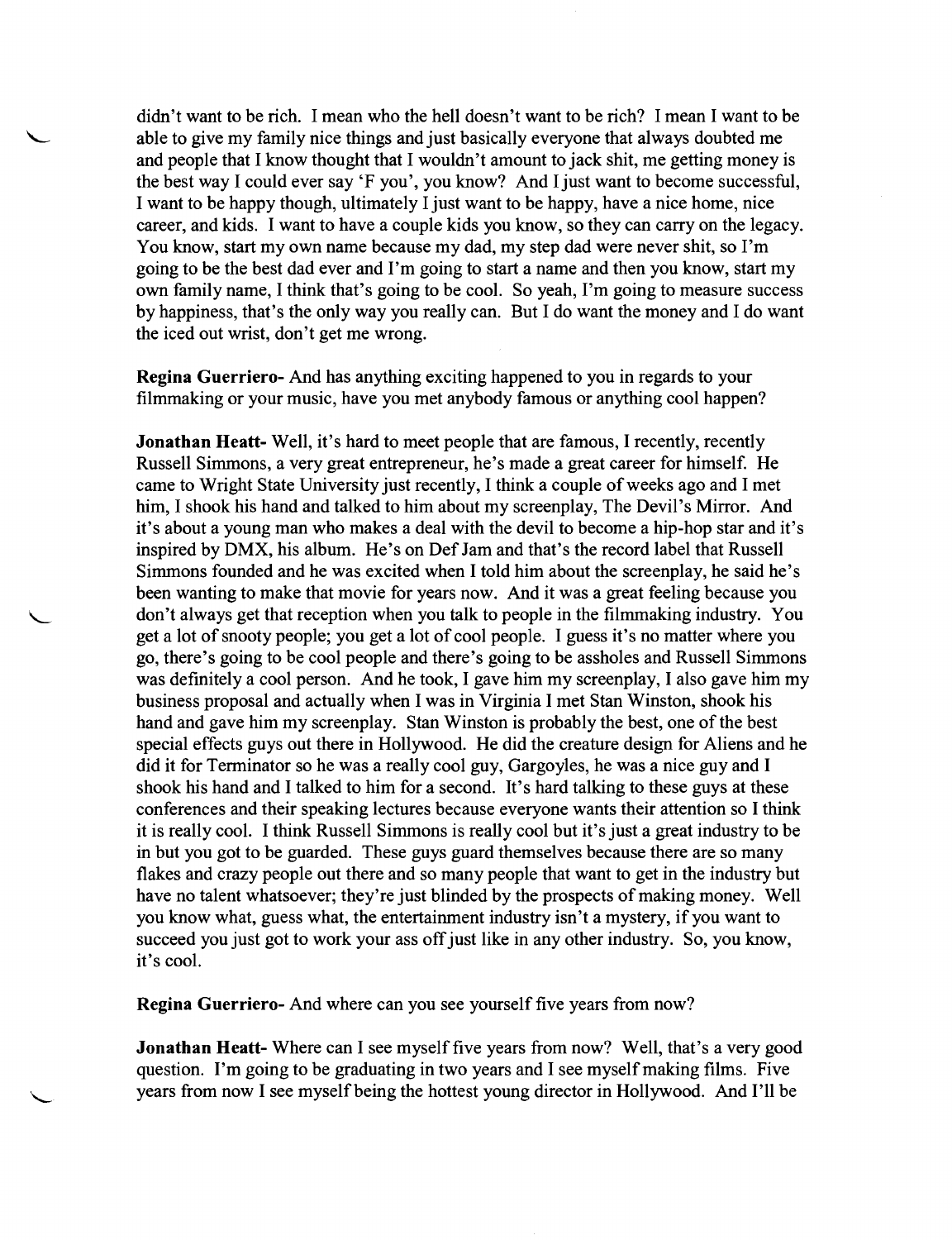didn't want to be rich. I mean who the hell doesn't want to be rich? I mean I want to be able to give my family nice things and just basically everyone that always doubted me and people that I know thought that I wouldn't amount to jack shit, me getting money is the best way I could ever say 'F you', you know? And I just want to become successful, I want to be happy though, ultimately I just want to be happy, have a nice home, nice career, and kids. I want to have a couple kids you know, so they can carry on the legacy. You know, start my own name because my dad, my step dad were never shit, so I'm going to be the best dad ever and I'm going to start a name and then you know, start my own family name, I think that's going to be cool. So yeah, I'm going to measure success by happiness, that's the only way you really can. But I do want the money and I do want the iced out wrist, don't get me wrong.

**Regina Guerriero-** And has anything exciting happened to you in regards to your filmmaking or your music, have you met anybody famous or anything cool happen?

**Jonathan Heatt-** Well, it's hard to meet people that are famous, I recently, recently Russell Simmons, a very great entrepreneur, he's made a great career for himself. He came to Wright State University just recently, I think a couple of weeks ago and I met him, I shook his hand and talked to him about my screenplay, The Devil's Mirror. And it's about a young man who makes a deal with the devil to become a hip-hop star and it's inspired by DMX, his album. He's on Def Jam and that's the record label that Russell Simmons founded and he was excited when I told him about the screenplay, he said he's been wanting to make that movie for years now. And it was a great feeling because you don't always get that reception when you talk to people in the filmmaking industry. You get a lot of snooty people; you get a lot of cool people. I guess it's no matter where you go, there's going to be cool people and there's going to be assholes and Russell Simmons was definitely a cool person. And he took, I gave him my screenplay, I also gave him my business proposal and actually when I was in Virginia I met Stan Winston, shook his hand and gave him my screenplay. Stan Winston is probably the best, one of the best special effects guys out there in Hollywood. He did the creature design for Aliens and he did it for Terminator so he was a really cool guy, Gargoyles, he was a nice guy and I shook his hand and I talked to him for a second. It's hard talking to these guys at these conferences and their speaking lectures because everyone wants their attention so I think it is really cool. I think Russell Simmons is really cool but it's just a great industry to be in but you got to be guarded. These guys guard themselves because there are so many flakes and crazy people out there and so many people that want to get in the industry but have no talent whatsoever; they're just blinded by the prospects of making money. Well you know what, guess what, the entertainment industry isn't a mystery, if you want to succeed you just got to work your ass off just like in any other industry. So, you know, it's cool.

**Regina Guerriero-** And where can you see yourself five years from now?

**Jonathan Heatt-** Where can I see myself five years from now? Well, that's a very good question. I'm going to be graduating in two years and I see myself making films. Five years from now I see myself being the hottest young director in Hollywood. And I'll be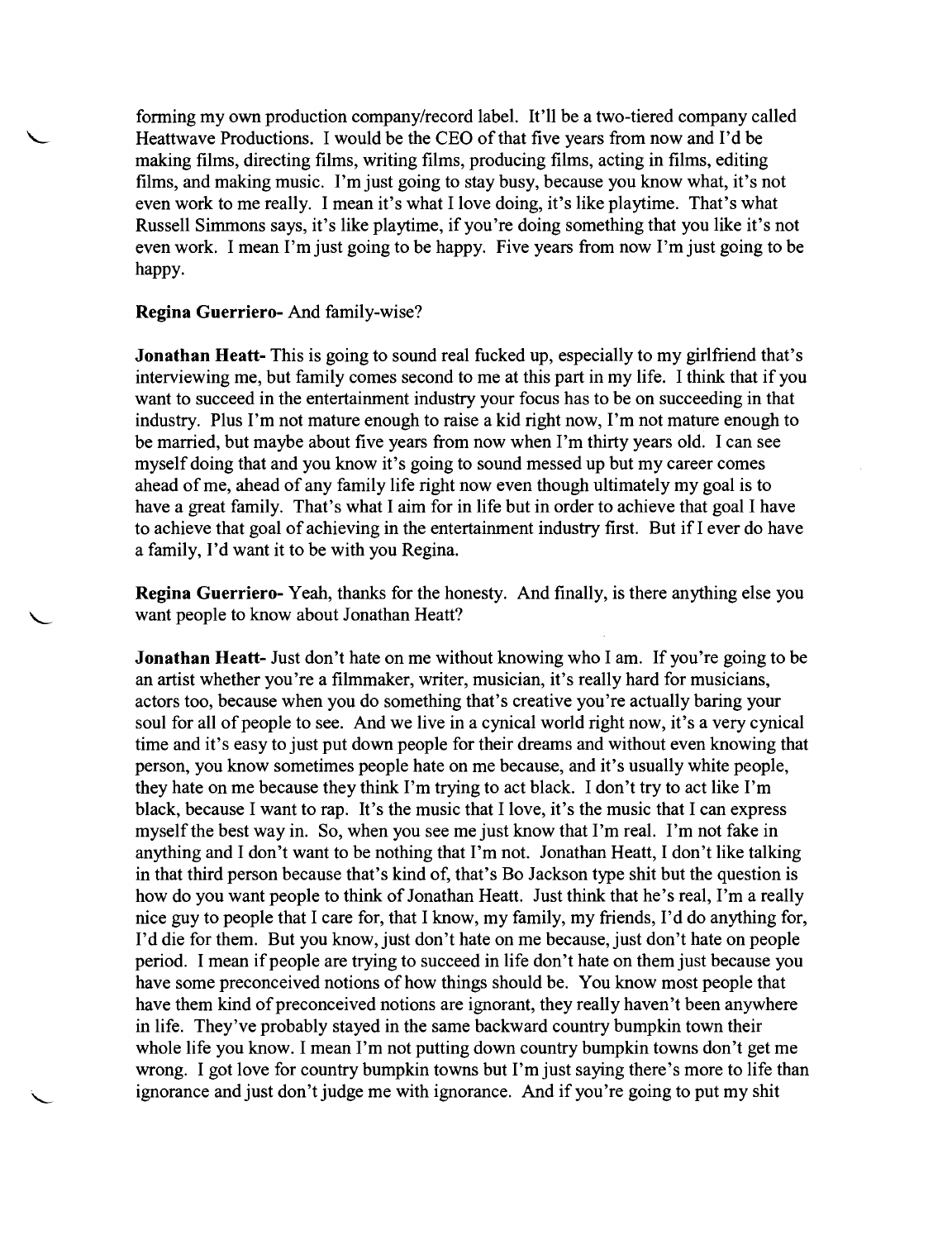forming my own production company/record label. It'll be a two-tiered company called Heattwave Productions. I would be the CEO of that five years from now and I'd be making films, directing films, writing films, producing films, acting in films, editing films, and making music. I'm just going to stay busy, because you know what, it's not even work to me really. I mean it's what I love doing, it's like playtime. That's what Russell Simmons says, it's like playtime, if you're doing something that you like it's not even work. I mean I'm just going to be happy. Five years from now I'm just going to be happy.

**Regina Guerriero-** And family-wise?

**Jonathan Heatt-** This is going to sound real fucked up, especially to my girlfriend that's interviewing me, but family comes second to me at this part in my life. I think that if you want to succeed in the entertainment industry your focus has to be on succeeding in that industry. Plus I'm not mature enough to raise a kid right now, I'm not mature enough to be married, but maybe about five years from now when I'm thirty years old. I can see myself doing that and you know it's going to sound messed up but my career comes ahead of me, ahead of any family life right now even though ultimately my goal is to have a great family. That's what I aim for in life but in order to achieve that goal I have to achieve that goal of achieving in the entertainment industry first. But if I ever do have a family, I'd want it to be with you Regina.

**Regina Guerriero-** Yeah, thanks for the honesty. And finally, is there anything else you want people to know about Jonathan Heatt?

**Jonathan Heatt-** Just don't hate on me without knowing who I am. If you're going to be an artist whether you're a filmmaker, writer, musician, it's really hard for musicians, actors too, because when you do something that's creative you're actually baring your soul for all of people to see. And we live in a cynical world right now, it's a very cynical time and it's easy to just put down people for their dreams and without even knowing that person, you know sometimes people hate on me because, and it's usually white people, they hate on me because they think I'm trying to act black. I don't try to act like I'm black, because I want to rap. It's the music that I love, it's the music that I can express myself the best way in. So, when you see me just know that I'm real. I'm not fake in anything and I don't want to be nothing that I'm not. Jonathan Heatt, I don't like talking in that third person because that's kind of, that's Bo Jackson type shit but the question is how do you want people to think of Jonathan Heatt. Just think that he's real, I'm a really nice guy to people that I care for, that I know, my family, my friends, I'd do anything for, I'd die for them. But you know, just don't hate on me because, just don't hate on people period. I mean if people are trying to succeed in life don't hate on them just because you have some preconceived notions of how things should be. You know most people that have them kind of preconceived notions are ignorant, they really haven't been anywhere in life. They've probably stayed in the same backward country bumpkin town their whole life you know. I mean I'm not putting down country bumpkin towns don't get me wrong. I got love for country bumpkin towns but I'm just saying there's more to life than ignorance and just don't judge me with ignorance. And if you're going to put my shit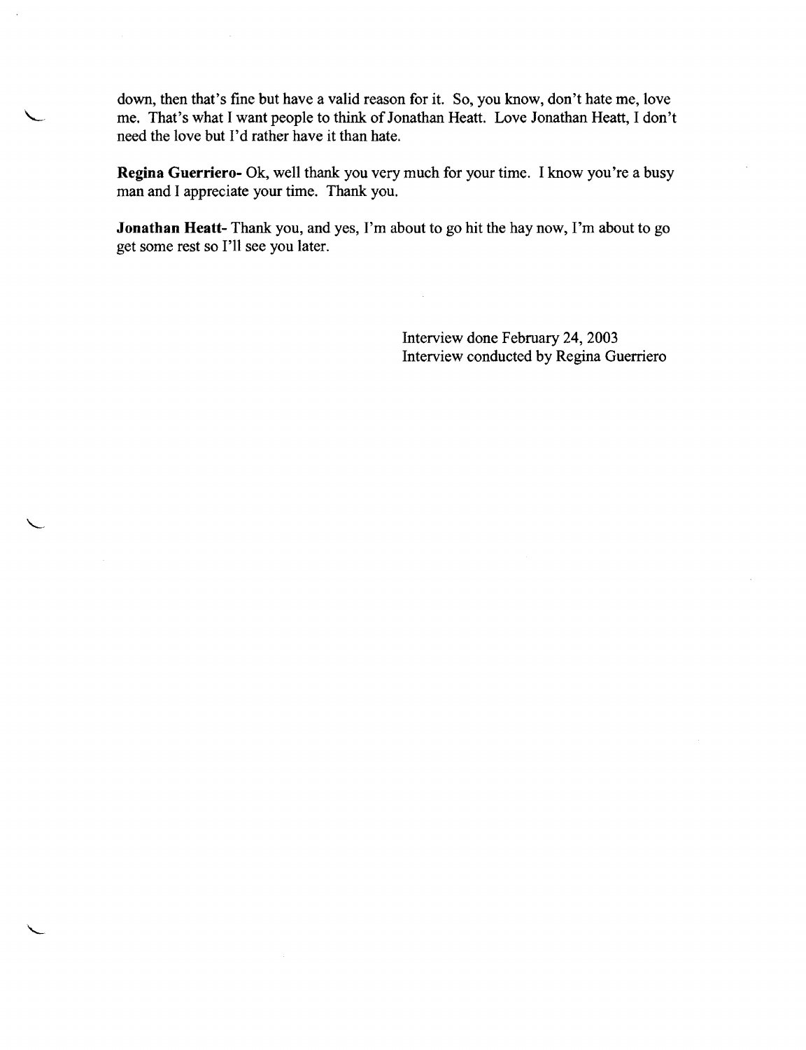down, then that's fine but have a valid reason for it. So, you know, don't hate me, love me. That's what I want people to think of Jonathan Heatt. Love Jonathan Heatt, I don't need the love but I'd rather have it than hate.

**Regina Guerriero-** Ok, well thank you very much for your time. I know you're a busy man and I appreciate your time. Thank you.

**Jonathan Heatt-** Thank you, and yes, I'm about to go hit the hay now, I'm about to go get some rest so I'll see you later.

Interview done February 24, 2003
Interview conducted by Regina Guerriero